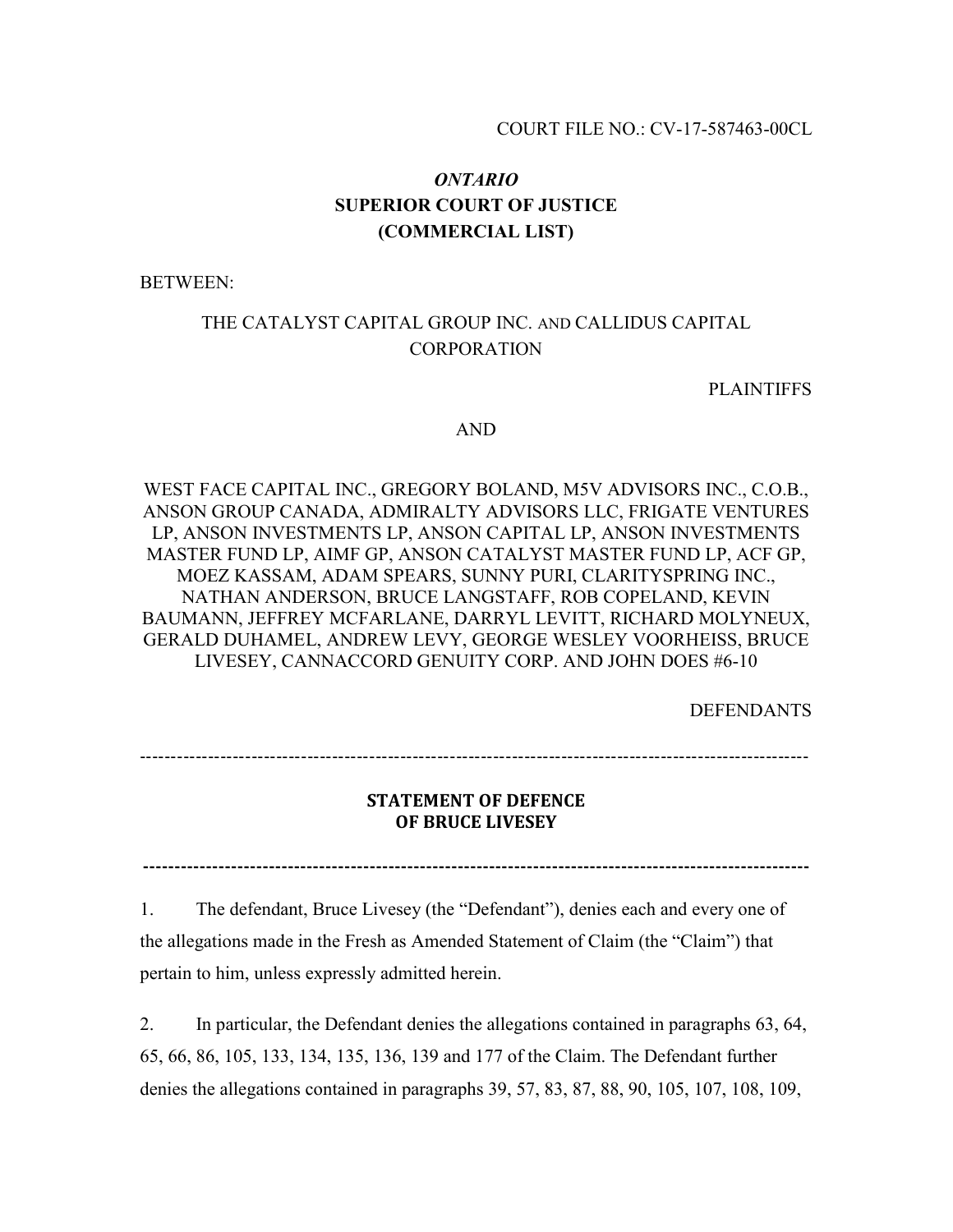COURT FILE NO.: CV-17-587463-00CL

# *ONTARIO*
# SUPERIOR COURT OF JUSTICE
# (COMMERCIAL LIST)

BETWEEN:

THE CATALYST CAPITAL GROUP INC. AND CALLIDUS CAPITAL CORPORATION

PLAINTIFFS

AND

WEST FACE CAPITAL INC., GREGORY BOLAND, M5V ADVISORS INC., C.O.B., ANSON GROUP CANADA, ADMIRALTY ADVISORS LLC, FRIGATE VENTURES LP, ANSON INVESTMENTS LP, ANSON CAPITAL LP, ANSON INVESTMENTS MASTER FUND LP, AIMF GP, ANSON CATALYST MASTER FUND LP, ACF GP, MOEZ KASSAM, ADAM SPEARS, SUNNY PURI, CLARITYSPRING INC., NATHAN ANDERSON, BRUCE LANGSTAFF, ROB COPELAND, KEVIN BAUMANN, JEFFREY MCFARLANE, DARRYL LEVITT, RICHARD MOLYNEUX, GERALD DUHAMEL, ANDREW LEVY, GEORGE WESLEY VOORHEISS, BRUCE LIVESEY, CANNACCORD GENUITY CORP. AND JOHN DOES #6-10

DEFENDANTS

---

## STATEMENT OF DEFENCE OF BRUCE LIVESEY

---

1. The defendant, Bruce Livesey (the "Defendant"), denies each and every one of the allegations made in the Fresh as Amended Statement of Claim (the "Claim") that pertain to him, unless expressly admitted herein.

2. In particular, the Defendant denies the allegations contained in paragraphs 63, 64, 65, 66, 86, 105, 133, 134, 135, 136, 139 and 177 of the Claim. The Defendant further denies the allegations contained in paragraphs 39, 57, 83, 87, 88, 90, 105, 107, 108, 109,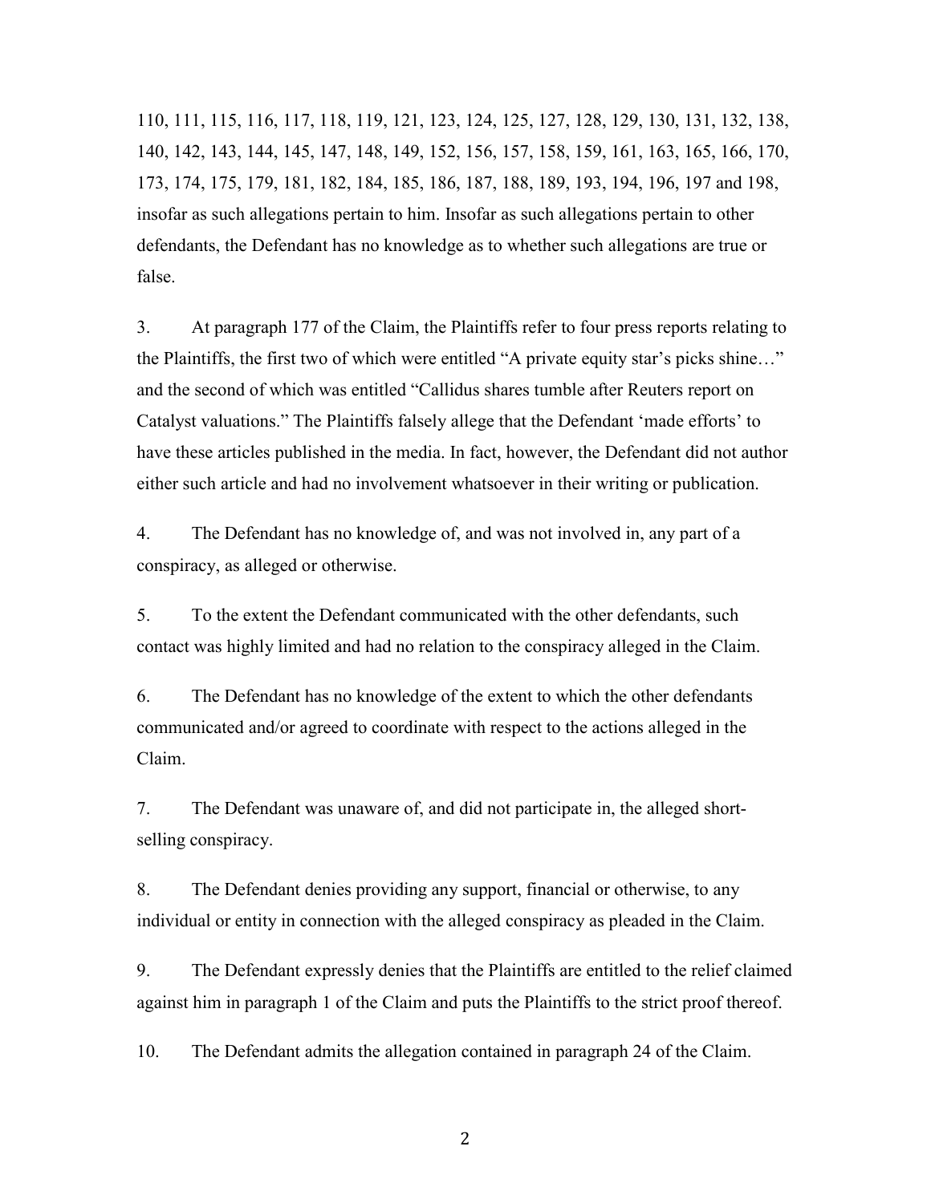110, 111, 115, 116, 117, 118, 119, 121, 123, 124, 125, 127, 128, 129, 130, 131, 132, 138, 140, 142, 143, 144, 145, 147, 148, 149, 152, 156, 157, 158, 159, 161, 163, 165, 166, 170, 173, 174, 175, 179, 181, 182, 184, 185, 186, 187, 188, 189, 193, 194, 196, 197 and 198, insofar as such allegations pertain to him. Insofar as such allegations pertain to other defendants, the Defendant has no knowledge as to whether such allegations are true or false.

3. At paragraph 177 of the Claim, the Plaintiffs refer to four press reports relating to the Plaintiffs, the first two of which were entitled "A private equity star's picks shine…" and the second of which was entitled "Callidus shares tumble after Reuters report on Catalyst valuations." The Plaintiffs falsely allege that the Defendant 'made efforts' to have these articles published in the media. In fact, however, the Defendant did not author either such article and had no involvement whatsoever in their writing or publication.

4. The Defendant has no knowledge of, and was not involved in, any part of a conspiracy, as alleged or otherwise.

5. To the extent the Defendant communicated with the other defendants, such contact was highly limited and had no relation to the conspiracy alleged in the Claim.

6. The Defendant has no knowledge of the extent to which the other defendants communicated and/or agreed to coordinate with respect to the actions alleged in the Claim.

7. The Defendant was unaware of, and did not participate in, the alleged short-selling conspiracy.

8. The Defendant denies providing any support, financial or otherwise, to any individual or entity in connection with the alleged conspiracy as pleaded in the Claim.

9. The Defendant expressly denies that the Plaintiffs are entitled to the relief claimed against him in paragraph 1 of the Claim and puts the Plaintiffs to the strict proof thereof.

10. The Defendant admits the allegation contained in paragraph 24 of the Claim.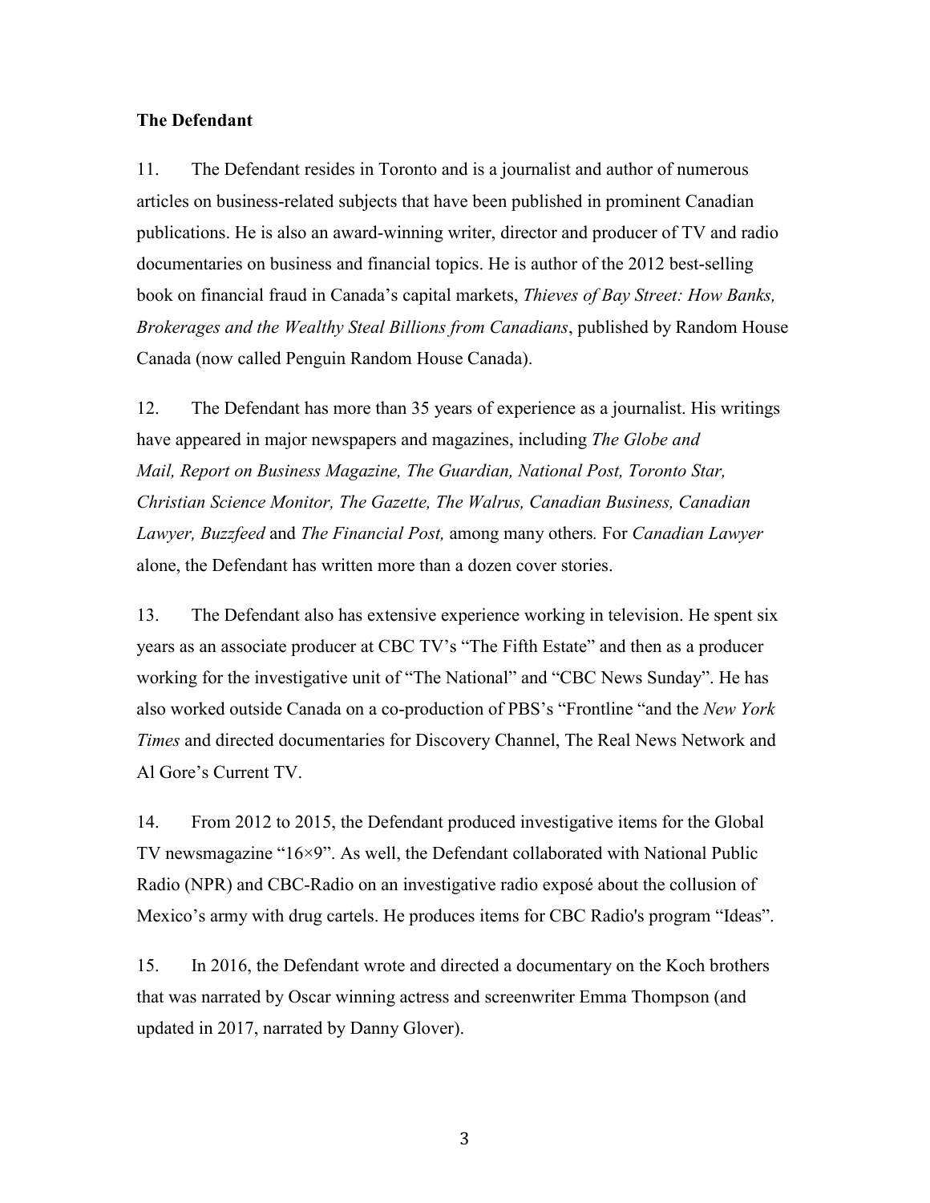**The Defendant**

11. The Defendant resides in Toronto and is a journalist and author of numerous articles on business-related subjects that have been published in prominent Canadian publications. He is also an award-winning writer, director and producer of TV and radio documentaries on business and financial topics. He is author of the 2012 best-selling book on financial fraud in Canada's capital markets, *Thieves of Bay Street: How Banks, Brokerages and the Wealthy Steal Billions from Canadians*, published by Random House Canada (now called Penguin Random House Canada).

12. The Defendant has more than 35 years of experience as a journalist. His writings have appeared in major newspapers and magazines, including *The Globe and Mail, Report on Business Magazine, The Guardian, National Post, Toronto Star, Christian Science Monitor, The Gazette, The Walrus, Canadian Business, Canadian Lawyer, Buzzfeed* and *The Financial Post,* among many others*.* For *Canadian Lawyer* alone, the Defendant has written more than a dozen cover stories.

13. The Defendant also has extensive experience working in television. He spent six years as an associate producer at CBC TV's "The Fifth Estate" and then as a producer working for the investigative unit of "The National" and "CBC News Sunday". He has also worked outside Canada on a co-production of PBS's "Frontline "and the *New York Times* and directed documentaries for Discovery Channel, The Real News Network and Al Gore's Current TV.

14. From 2012 to 2015, the Defendant produced investigative items for the Global TV newsmagazine "16×9". As well, the Defendant collaborated with National Public Radio (NPR) and CBC-Radio on an investigative radio exposé about the collusion of Mexico's army with drug cartels. He produces items for CBC Radio's program "Ideas".

15. In 2016, the Defendant wrote and directed a documentary on the Koch brothers that was narrated by Oscar winning actress and screenwriter Emma Thompson (and updated in 2017, narrated by Danny Glover).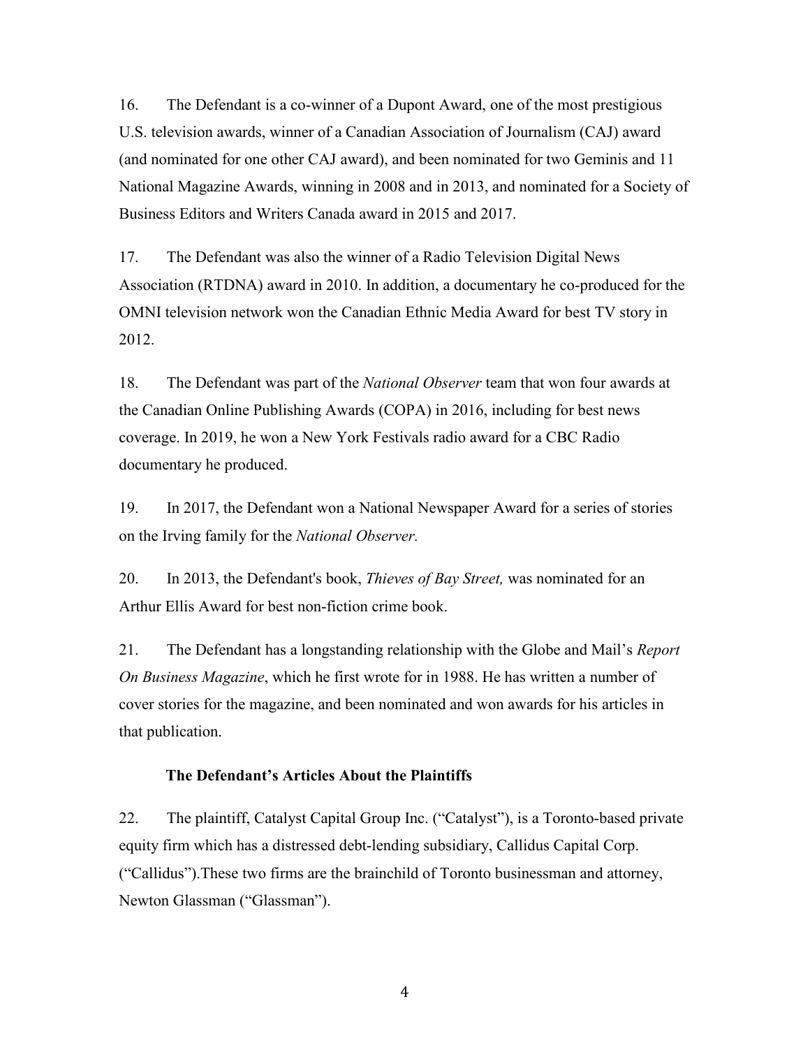16. The Defendant is a co-winner of a Dupont Award, one of the most prestigious U.S. television awards, winner of a Canadian Association of Journalism (CAJ) award (and nominated for one other CAJ award), and been nominated for two Geminis and 11 National Magazine Awards, winning in 2008 and in 2013, and nominated for a Society of Business Editors and Writers Canada award in 2015 and 2017.

17. The Defendant was also the winner of a Radio Television Digital News Association (RTDNA) award in 2010. In addition, a documentary he co-produced for the OMNI television network won the Canadian Ethnic Media Award for best TV story in 2012.

18. The Defendant was part of the *National Observer* team that won four awards at the Canadian Online Publishing Awards (COPA) in 2016, including for best news coverage. In 2019, he won a New York Festivals radio award for a CBC Radio documentary he produced.

19. In 2017, the Defendant won a National Newspaper Award for a series of stories on the Irving family for the *National Observer.*

20. In 2013, the Defendant's book, *Thieves of Bay Street,* was nominated for an Arthur Ellis Award for best non-fiction crime book.

21. The Defendant has a longstanding relationship with the Globe and Mail's *Report On Business Magazine*, which he first wrote for in 1988. He has written a number of cover stories for the magazine, and been nominated and won awards for his articles in that publication.

**The Defendant's Articles About the Plaintiffs**

22. The plaintiff, Catalyst Capital Group Inc. ("Catalyst"), is a Toronto-based private equity firm which has a distressed debt-lending subsidiary, Callidus Capital Corp. ("Callidus").These two firms are the brainchild of Toronto businessman and attorney, Newton Glassman ("Glassman").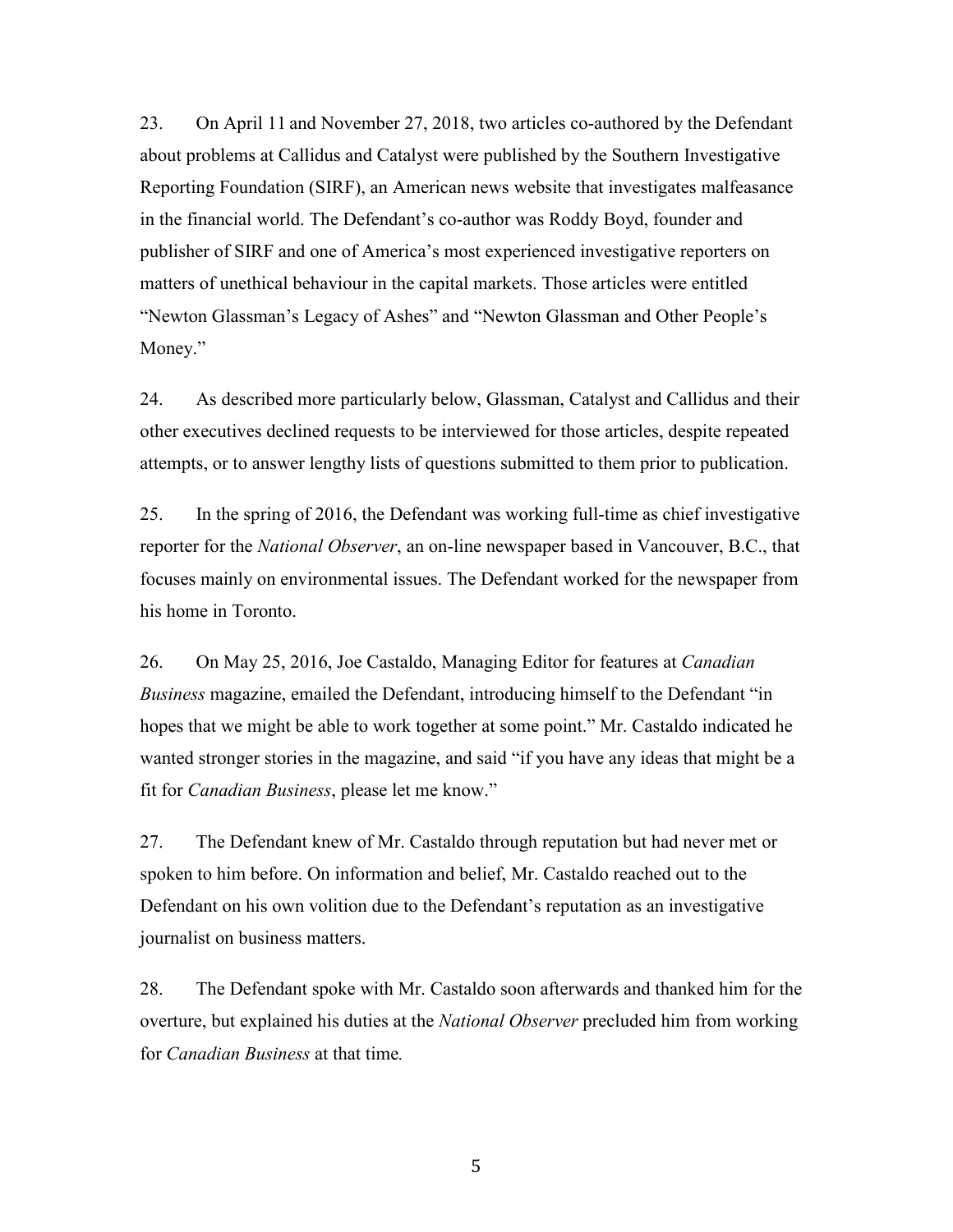23. On April 11 and November 27, 2018, two articles co-authored by the Defendant about problems at Callidus and Catalyst were published by the Southern Investigative Reporting Foundation (SIRF), an American news website that investigates malfeasance in the financial world. The Defendant's co-author was Roddy Boyd, founder and publisher of SIRF and one of America's most experienced investigative reporters on matters of unethical behaviour in the capital markets. Those articles were entitled "Newton Glassman's Legacy of Ashes" and "Newton Glassman and Other People's Money."

24. As described more particularly below, Glassman, Catalyst and Callidus and their other executives declined requests to be interviewed for those articles, despite repeated attempts, or to answer lengthy lists of questions submitted to them prior to publication.

25. In the spring of 2016, the Defendant was working full-time as chief investigative reporter for the *National Observer*, an on-line newspaper based in Vancouver, B.C., that focuses mainly on environmental issues. The Defendant worked for the newspaper from his home in Toronto.

26. On May 25, 2016, Joe Castaldo, Managing Editor for features at *Canadian Business* magazine, emailed the Defendant, introducing himself to the Defendant "in hopes that we might be able to work together at some point." Mr. Castaldo indicated he wanted stronger stories in the magazine, and said "if you have any ideas that might be a fit for *Canadian Business*, please let me know."

27. The Defendant knew of Mr. Castaldo through reputation but had never met or spoken to him before. On information and belief, Mr. Castaldo reached out to the Defendant on his own volition due to the Defendant's reputation as an investigative journalist on business matters.

28. The Defendant spoke with Mr. Castaldo soon afterwards and thanked him for the overture, but explained his duties at the *National Observer* precluded him from working for *Canadian Business* at that time.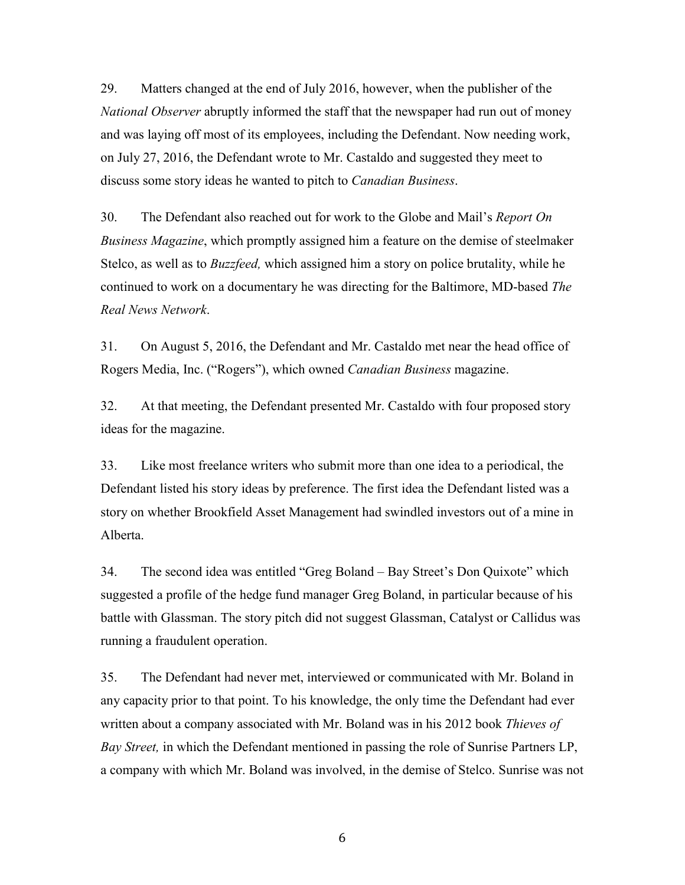29. Matters changed at the end of July 2016, however, when the publisher of the *National Observer* abruptly informed the staff that the newspaper had run out of money and was laying off most of its employees, including the Defendant. Now needing work, on July 27, 2016, the Defendant wrote to Mr. Castaldo and suggested they meet to discuss some story ideas he wanted to pitch to *Canadian Business*.

30. The Defendant also reached out for work to the Globe and Mail's *Report On Business Magazine*, which promptly assigned him a feature on the demise of steelmaker Stelco, as well as to *Buzzfeed,* which assigned him a story on police brutality, while he continued to work on a documentary he was directing for the Baltimore, MD-based *The Real News Network*.

31. On August 5, 2016, the Defendant and Mr. Castaldo met near the head office of Rogers Media, Inc. ("Rogers"), which owned *Canadian Business* magazine.

32. At that meeting, the Defendant presented Mr. Castaldo with four proposed story ideas for the magazine.

33. Like most freelance writers who submit more than one idea to a periodical, the Defendant listed his story ideas by preference. The first idea the Defendant listed was a story on whether Brookfield Asset Management had swindled investors out of a mine in Alberta.

34. The second idea was entitled "Greg Boland – Bay Street's Don Quixote" which suggested a profile of the hedge fund manager Greg Boland, in particular because of his battle with Glassman. The story pitch did not suggest Glassman, Catalyst or Callidus was running a fraudulent operation.

35. The Defendant had never met, interviewed or communicated with Mr. Boland in any capacity prior to that point. To his knowledge, the only time the Defendant had ever written about a company associated with Mr. Boland was in his 2012 book *Thieves of Bay Street,* in which the Defendant mentioned in passing the role of Sunrise Partners LP, a company with which Mr. Boland was involved, in the demise of Stelco. Sunrise was not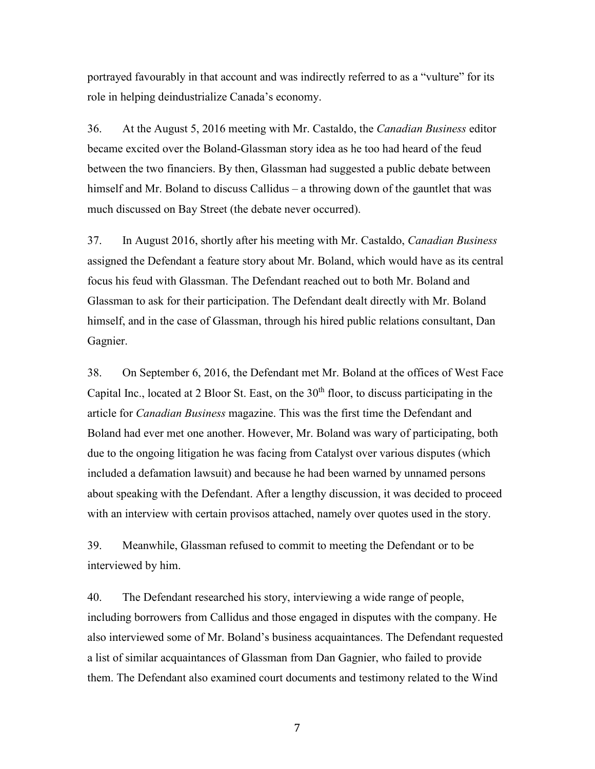portrayed favourably in that account and was indirectly referred to as a "vulture" for its role in helping deindustrialize Canada's economy.

36. At the August 5, 2016 meeting with Mr. Castaldo, the *Canadian Business* editor became excited over the Boland-Glassman story idea as he too had heard of the feud between the two financiers. By then, Glassman had suggested a public debate between himself and Mr. Boland to discuss Callidus – a throwing down of the gauntlet that was much discussed on Bay Street (the debate never occurred).

37. In August 2016, shortly after his meeting with Mr. Castaldo, *Canadian Business* assigned the Defendant a feature story about Mr. Boland, which would have as its central focus his feud with Glassman. The Defendant reached out to both Mr. Boland and Glassman to ask for their participation. The Defendant dealt directly with Mr. Boland himself, and in the case of Glassman, through his hired public relations consultant, Dan Gagnier.

38. On September 6, 2016, the Defendant met Mr. Boland at the offices of West Face Capital Inc., located at 2 Bloor St. East, on the 30th floor, to discuss participating in the article for *Canadian Business* magazine. This was the first time the Defendant and Boland had ever met one another. However, Mr. Boland was wary of participating, both due to the ongoing litigation he was facing from Catalyst over various disputes (which included a defamation lawsuit) and because he had been warned by unnamed persons about speaking with the Defendant. After a lengthy discussion, it was decided to proceed with an interview with certain provisos attached, namely over quotes used in the story.

39. Meanwhile, Glassman refused to commit to meeting the Defendant or to be interviewed by him.

40. The Defendant researched his story, interviewing a wide range of people, including borrowers from Callidus and those engaged in disputes with the company. He also interviewed some of Mr. Boland's business acquaintances. The Defendant requested a list of similar acquaintances of Glassman from Dan Gagnier, who failed to provide them. The Defendant also examined court documents and testimony related to the Wind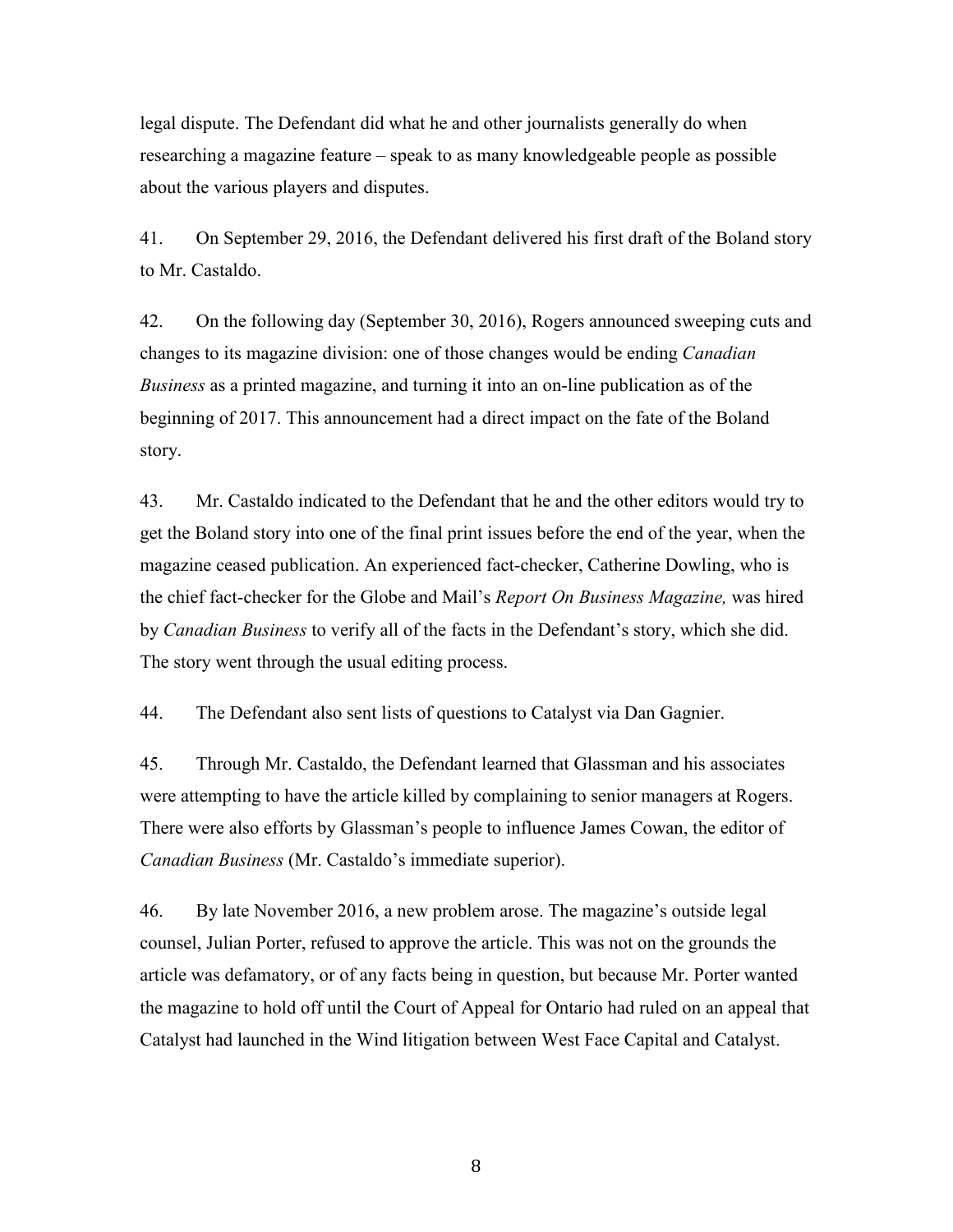legal dispute. The Defendant did what he and other journalists generally do when researching a magazine feature – speak to as many knowledgeable people as possible about the various players and disputes.

41. On September 29, 2016, the Defendant delivered his first draft of the Boland story to Mr. Castaldo.

42. On the following day (September 30, 2016), Rogers announced sweeping cuts and changes to its magazine division: one of those changes would be ending *Canadian Business* as a printed magazine, and turning it into an on-line publication as of the beginning of 2017. This announcement had a direct impact on the fate of the Boland story.

43. Mr. Castaldo indicated to the Defendant that he and the other editors would try to get the Boland story into one of the final print issues before the end of the year, when the magazine ceased publication. An experienced fact-checker, Catherine Dowling, who is the chief fact-checker for the Globe and Mail's *Report On Business Magazine,* was hired by *Canadian Business* to verify all of the facts in the Defendant's story, which she did. The story went through the usual editing process.

44. The Defendant also sent lists of questions to Catalyst via Dan Gagnier.

45. Through Mr. Castaldo, the Defendant learned that Glassman and his associates were attempting to have the article killed by complaining to senior managers at Rogers. There were also efforts by Glassman's people to influence James Cowan, the editor of *Canadian Business* (Mr. Castaldo's immediate superior).

46. By late November 2016, a new problem arose. The magazine's outside legal counsel, Julian Porter, refused to approve the article. This was not on the grounds the article was defamatory, or of any facts being in question, but because Mr. Porter wanted the magazine to hold off until the Court of Appeal for Ontario had ruled on an appeal that Catalyst had launched in the Wind litigation between West Face Capital and Catalyst.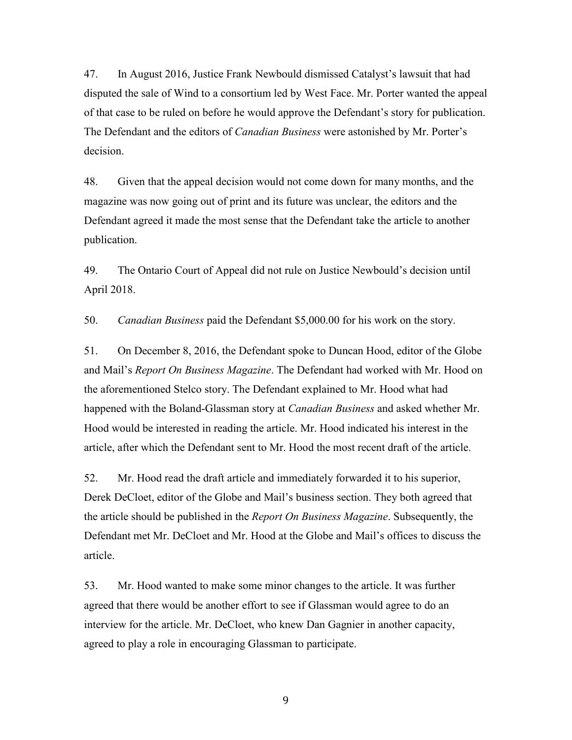47. In August 2016, Justice Frank Newbould dismissed Catalyst's lawsuit that had disputed the sale of Wind to a consortium led by West Face. Mr. Porter wanted the appeal of that case to be ruled on before he would approve the Defendant's story for publication. The Defendant and the editors of *Canadian Business* were astonished by Mr. Porter's decision.

48. Given that the appeal decision would not come down for many months, and the magazine was now going out of print and its future was unclear, the editors and the Defendant agreed it made the most sense that the Defendant take the article to another publication.

49. The Ontario Court of Appeal did not rule on Justice Newbould's decision until April 2018.

50. *Canadian Business* paid the Defendant $5,000.00 for his work on the story.

51. On December 8, 2016, the Defendant spoke to Duncan Hood, editor of the Globe and Mail's *Report On Business Magazine*. The Defendant had worked with Mr. Hood on the aforementioned Stelco story. The Defendant explained to Mr. Hood what had happened with the Boland-Glassman story at *Canadian Business* and asked whether Mr. Hood would be interested in reading the article. Mr. Hood indicated his interest in the article, after which the Defendant sent to Mr. Hood the most recent draft of the article.

52. Mr. Hood read the draft article and immediately forwarded it to his superior, Derek DeCloet, editor of the Globe and Mail's business section. They both agreed that the article should be published in the *Report On Business Magazine*. Subsequently, the Defendant met Mr. DeCloet and Mr. Hood at the Globe and Mail's offices to discuss the article.

53. Mr. Hood wanted to make some minor changes to the article. It was further agreed that there would be another effort to see if Glassman would agree to do an interview for the article. Mr. DeCloet, who knew Dan Gagnier in another capacity, agreed to play a role in encouraging Glassman to participate.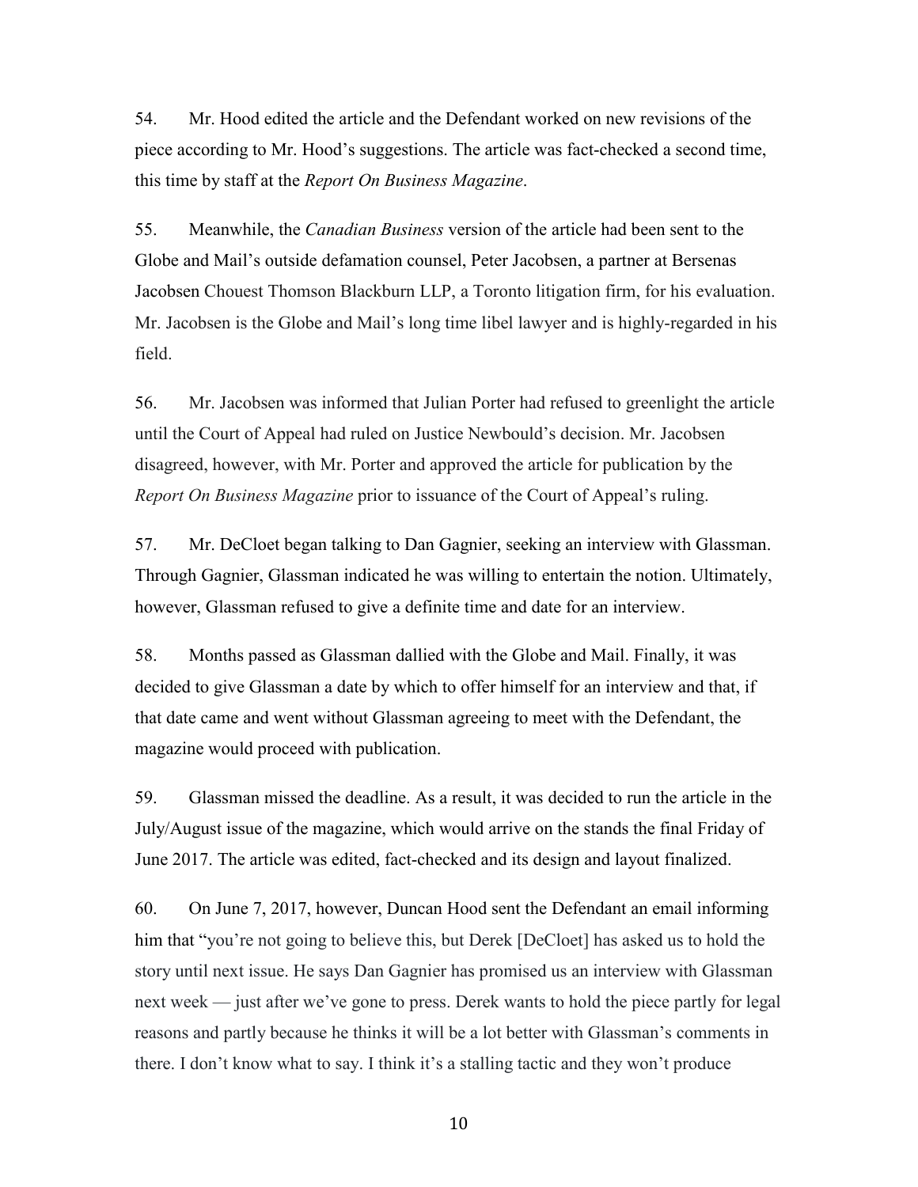54. Mr. Hood edited the article and the Defendant worked on new revisions of the piece according to Mr. Hood's suggestions. The article was fact-checked a second time, this time by staff at the *Report On Business Magazine*.

55. Meanwhile, the *Canadian Business* version of the article had been sent to the Globe and Mail's outside defamation counsel, Peter Jacobsen, a partner at Bersenas Jacobsen Chouest Thomson Blackburn LLP, a Toronto litigation firm, for his evaluation. Mr. Jacobsen is the Globe and Mail's long time libel lawyer and is highly-regarded in his field.

56. Mr. Jacobsen was informed that Julian Porter had refused to greenlight the article until the Court of Appeal had ruled on Justice Newbould's decision. Mr. Jacobsen disagreed, however, with Mr. Porter and approved the article for publication by the *Report On Business Magazine* prior to issuance of the Court of Appeal's ruling.

57. Mr. DeCloet began talking to Dan Gagnier, seeking an interview with Glassman. Through Gagnier, Glassman indicated he was willing to entertain the notion. Ultimately, however, Glassman refused to give a definite time and date for an interview.

58. Months passed as Glassman dallied with the Globe and Mail. Finally, it was decided to give Glassman a date by which to offer himself for an interview and that, if that date came and went without Glassman agreeing to meet with the Defendant, the magazine would proceed with publication.

59. Glassman missed the deadline. As a result, it was decided to run the article in the July/August issue of the magazine, which would arrive on the stands the final Friday of June 2017. The article was edited, fact-checked and its design and layout finalized.

60. On June 7, 2017, however, Duncan Hood sent the Defendant an email informing him that "you're not going to believe this, but Derek [DeCloet] has asked us to hold the story until next issue. He says Dan Gagnier has promised us an interview with Glassman next week — just after we've gone to press. Derek wants to hold the piece partly for legal reasons and partly because he thinks it will be a lot better with Glassman's comments in there. I don't know what to say. I think it's a stalling tactic and they won't produce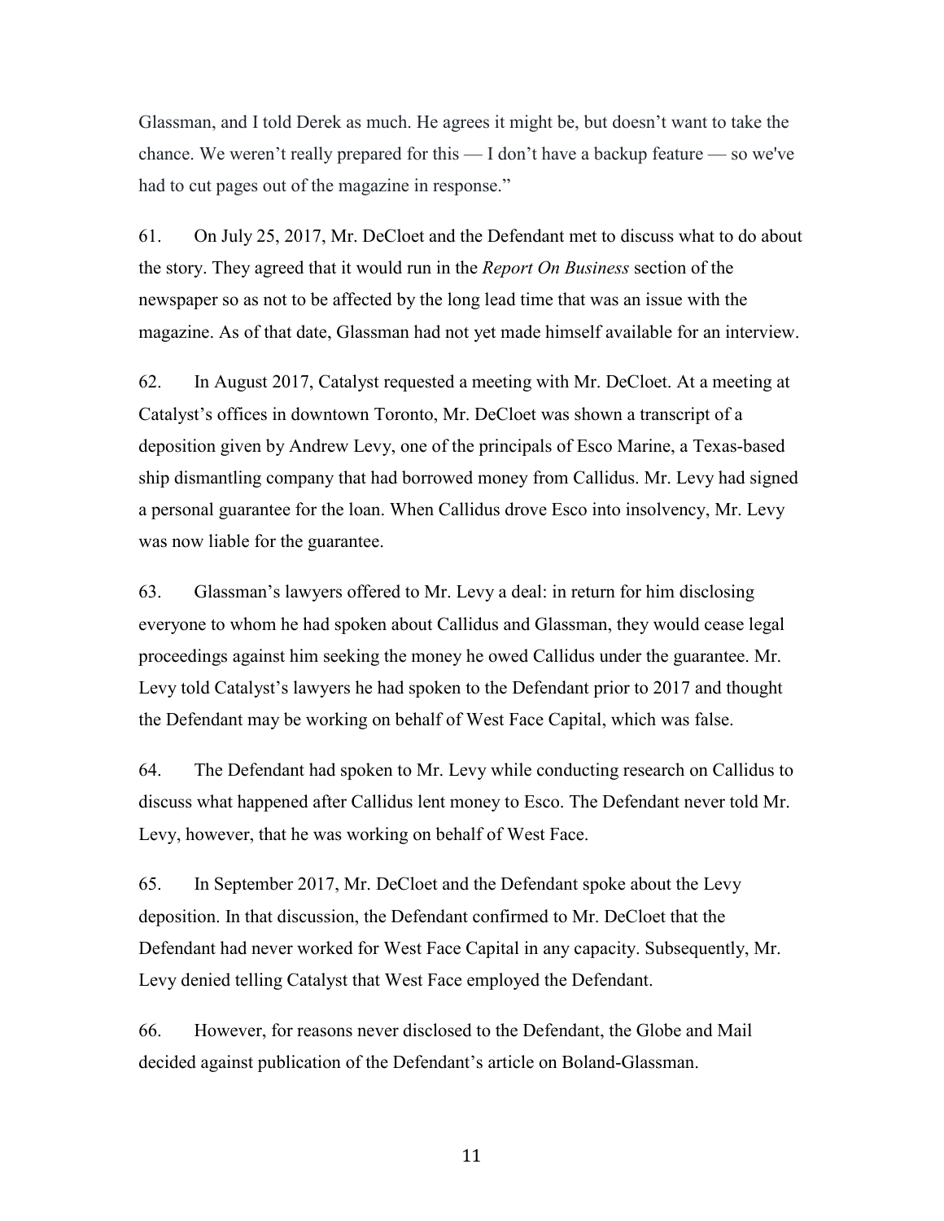Glassman, and I told Derek as much. He agrees it might be, but doesn't want to take the chance. We weren't really prepared for this — I don't have a backup feature — so we've had to cut pages out of the magazine in response."

61. On July 25, 2017, Mr. DeCloet and the Defendant met to discuss what to do about the story. They agreed that it would run in the *Report On Business* section of the newspaper so as not to be affected by the long lead time that was an issue with the magazine. As of that date, Glassman had not yet made himself available for an interview.

62. In August 2017, Catalyst requested a meeting with Mr. DeCloet. At a meeting at Catalyst's offices in downtown Toronto, Mr. DeCloet was shown a transcript of a deposition given by Andrew Levy, one of the principals of Esco Marine, a Texas-based ship dismantling company that had borrowed money from Callidus. Mr. Levy had signed a personal guarantee for the loan. When Callidus drove Esco into insolvency, Mr. Levy was now liable for the guarantee.

63. Glassman's lawyers offered to Mr. Levy a deal: in return for him disclosing everyone to whom he had spoken about Callidus and Glassman, they would cease legal proceedings against him seeking the money he owed Callidus under the guarantee. Mr. Levy told Catalyst's lawyers he had spoken to the Defendant prior to 2017 and thought the Defendant may be working on behalf of West Face Capital, which was false.

64. The Defendant had spoken to Mr. Levy while conducting research on Callidus to discuss what happened after Callidus lent money to Esco. The Defendant never told Mr. Levy, however, that he was working on behalf of West Face.

65. In September 2017, Mr. DeCloet and the Defendant spoke about the Levy deposition. In that discussion, the Defendant confirmed to Mr. DeCloet that the Defendant had never worked for West Face Capital in any capacity. Subsequently, Mr. Levy denied telling Catalyst that West Face employed the Defendant.

66. However, for reasons never disclosed to the Defendant, the Globe and Mail decided against publication of the Defendant's article on Boland-Glassman.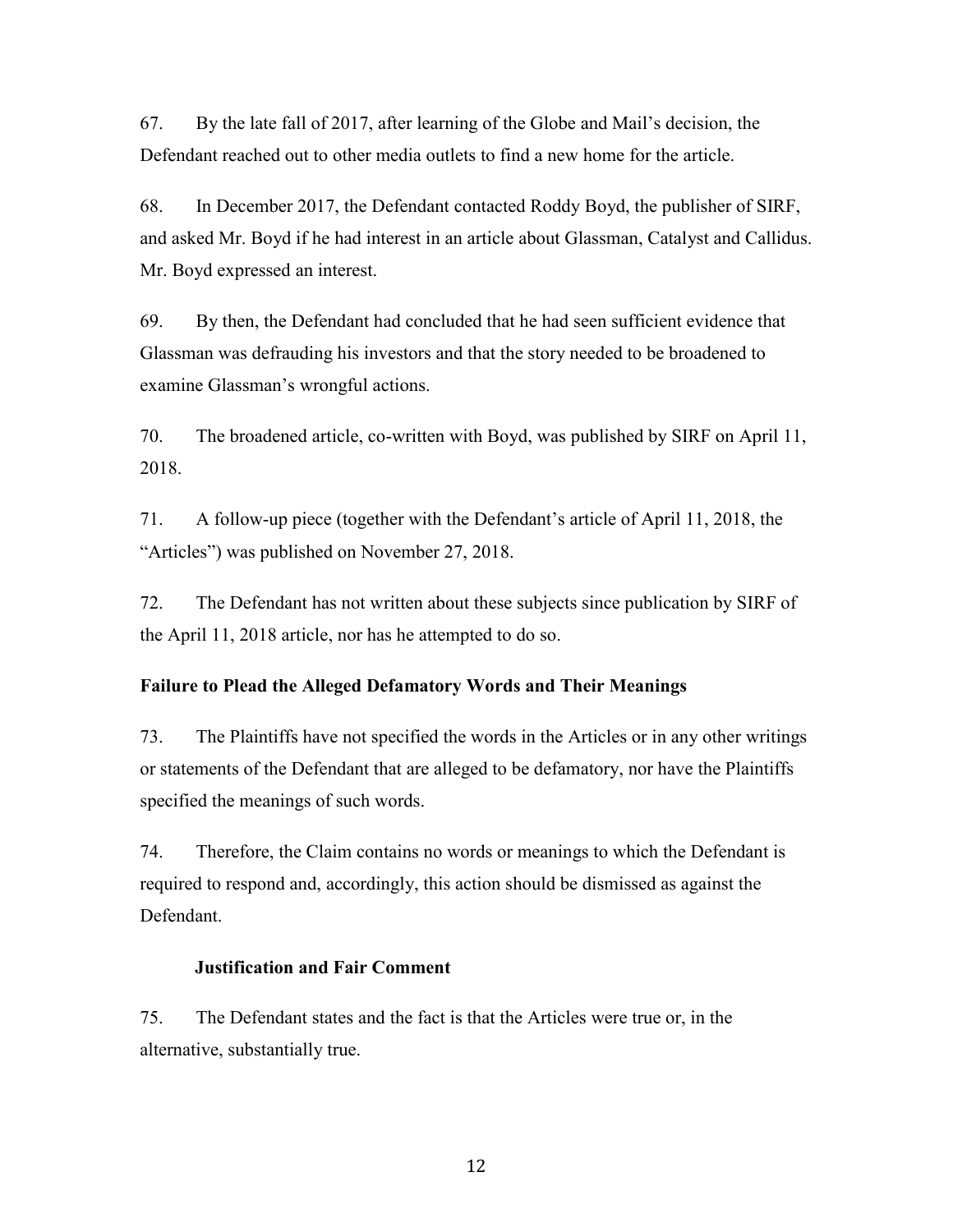67. By the late fall of 2017, after learning of the Globe and Mail's decision, the Defendant reached out to other media outlets to find a new home for the article.

68. In December 2017, the Defendant contacted Roddy Boyd, the publisher of SIRF, and asked Mr. Boyd if he had interest in an article about Glassman, Catalyst and Callidus. Mr. Boyd expressed an interest.

69. By then, the Defendant had concluded that he had seen sufficient evidence that Glassman was defrauding his investors and that the story needed to be broadened to examine Glassman's wrongful actions.

70. The broadened article, co-written with Boyd, was published by SIRF on April 11, 2018.

71. A follow-up piece (together with the Defendant's article of April 11, 2018, the "Articles") was published on November 27, 2018.

72. The Defendant has not written about these subjects since publication by SIRF of the April 11, 2018 article, nor has he attempted to do so.

**Failure to Plead the Alleged Defamatory Words and Their Meanings**

73. The Plaintiffs have not specified the words in the Articles or in any other writings or statements of the Defendant that are alleged to be defamatory, nor have the Plaintiffs specified the meanings of such words.

74. Therefore, the Claim contains no words or meanings to which the Defendant is required to respond and, accordingly, this action should be dismissed as against the Defendant.

**Justification and Fair Comment**

75. The Defendant states and the fact is that the Articles were true or, in the alternative, substantially true.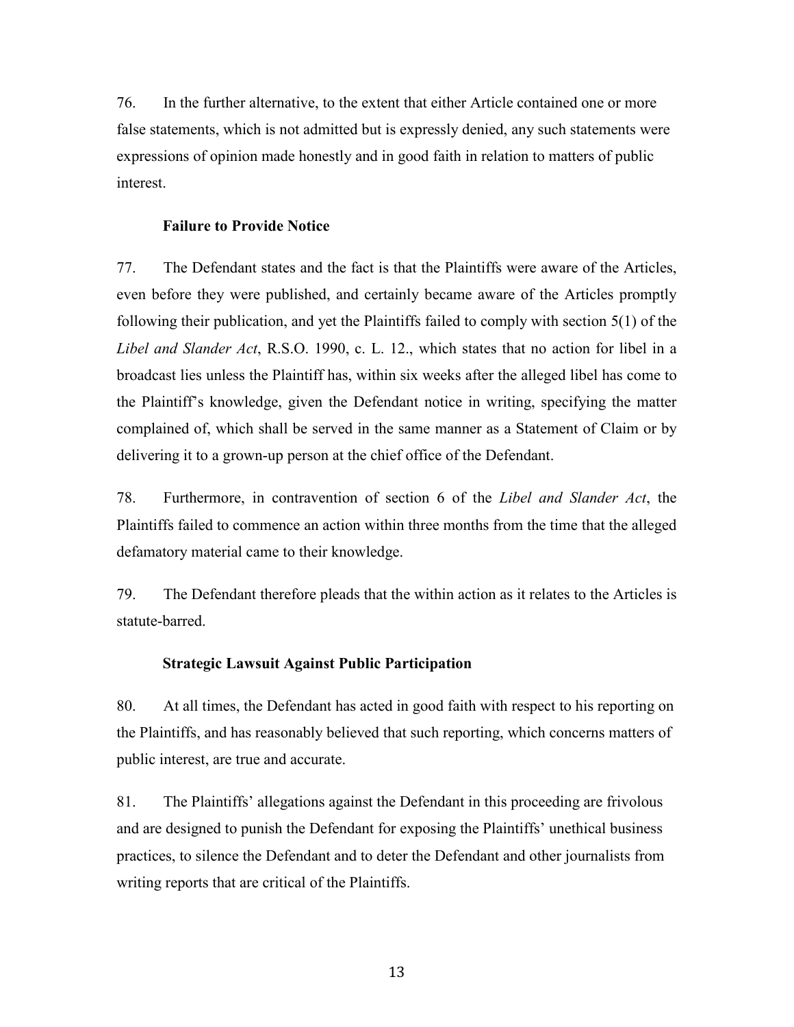76. In the further alternative, to the extent that either Article contained one or more false statements, which is not admitted but is expressly denied, any such statements were expressions of opinion made honestly and in good faith in relation to matters of public interest.

### Failure to Provide Notice

77. The Defendant states and the fact is that the Plaintiffs were aware of the Articles, even before they were published, and certainly became aware of the Articles promptly following their publication, and yet the Plaintiffs failed to comply with section 5(1) of the *Libel and Slander Act*, R.S.O. 1990, c. L. 12., which states that no action for libel in a broadcast lies unless the Plaintiff has, within six weeks after the alleged libel has come to the Plaintiff's knowledge, given the Defendant notice in writing, specifying the matter complained of, which shall be served in the same manner as a Statement of Claim or by delivering it to a grown-up person at the chief office of the Defendant.

78. Furthermore, in contravention of section 6 of the *Libel and Slander Act*, the Plaintiffs failed to commence an action within three months from the time that the alleged defamatory material came to their knowledge.

79. The Defendant therefore pleads that the within action as it relates to the Articles is statute-barred.

### Strategic Lawsuit Against Public Participation

80. At all times, the Defendant has acted in good faith with respect to his reporting on the Plaintiffs, and has reasonably believed that such reporting, which concerns matters of public interest, are true and accurate.

81. The Plaintiffs' allegations against the Defendant in this proceeding are frivolous and are designed to punish the Defendant for exposing the Plaintiffs' unethical business practices, to silence the Defendant and to deter the Defendant and other journalists from writing reports that are critical of the Plaintiffs.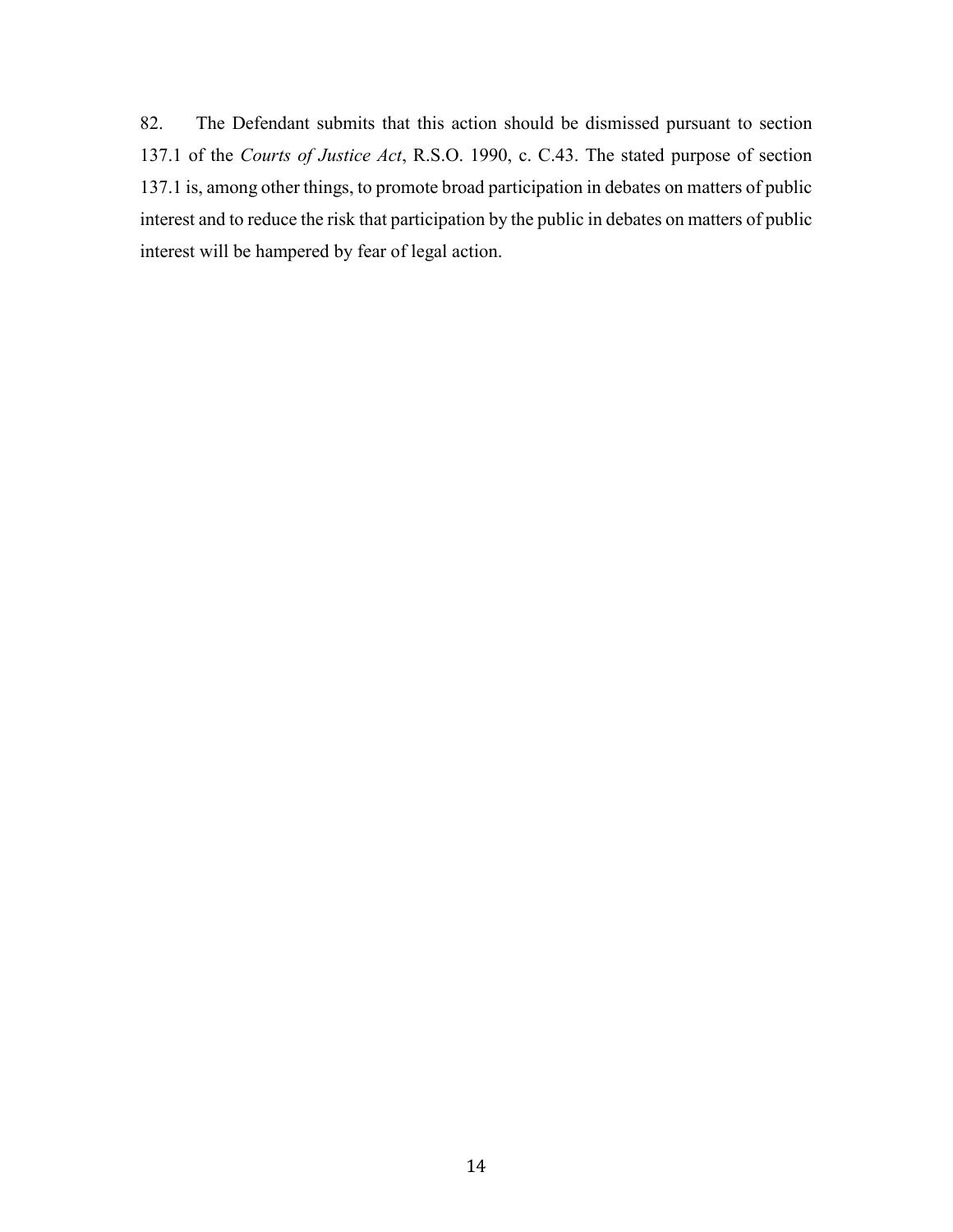82. The Defendant submits that this action should be dismissed pursuant to section 137.1 of the *Courts of Justice Act*, R.S.O. 1990, c. C.43. The stated purpose of section 137.1 is, among other things, to promote broad participation in debates on matters of public interest and to reduce the risk that participation by the public in debates on matters of public interest will be hampered by fear of legal action.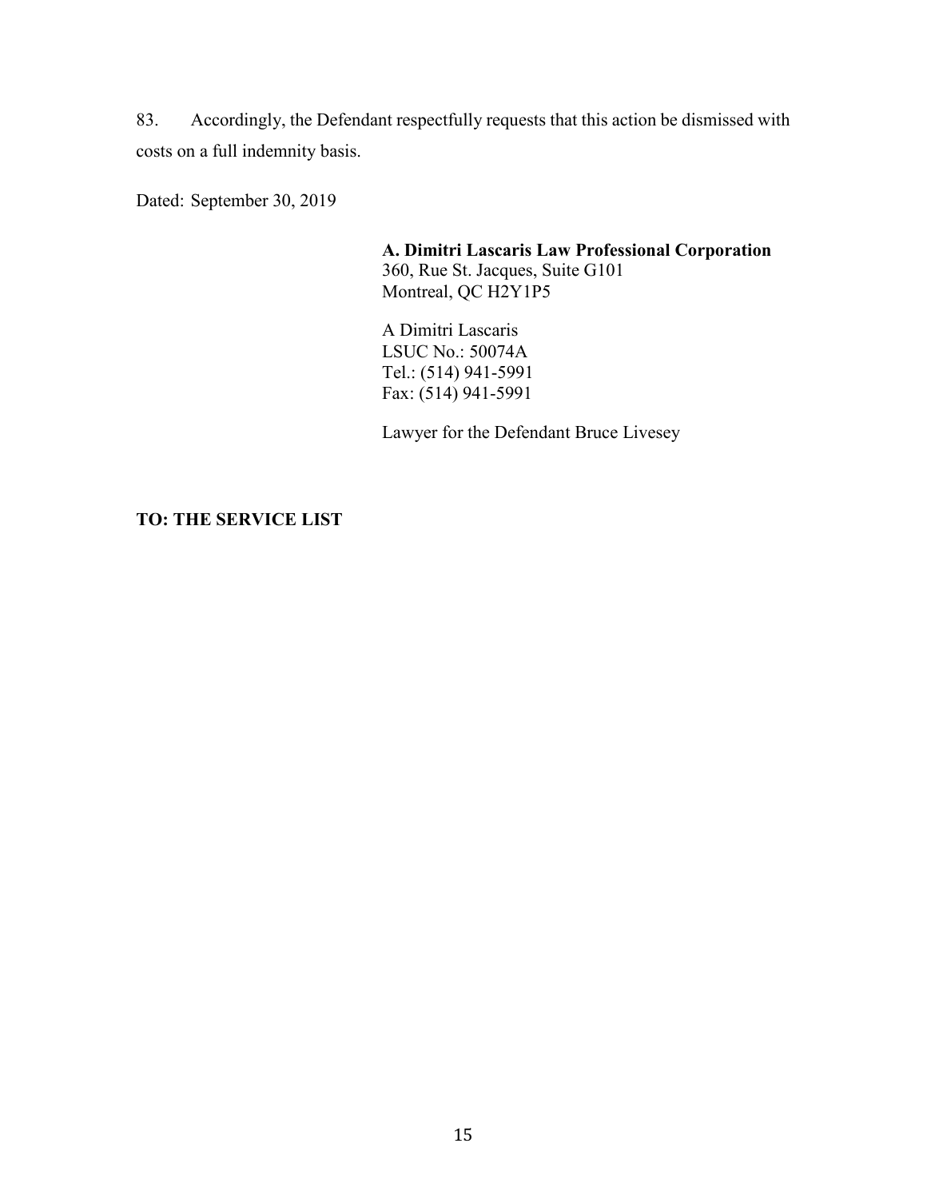83. Accordingly, the Defendant respectfully requests that this action be dismissed with costs on a full indemnity basis.

Dated: September 30, 2019

**A. Dimitri Lascaris Law Professional Corporation**
360, Rue St. Jacques, Suite G101
Montreal, QC H2Y1P5

A Dimitri Lascaris
LSUC No.: 50074A
Tel.: (514) 941-5991
Fax: (514) 941-5991

Lawyer for the Defendant Bruce Livesey

**TO: THE SERVICE LIST**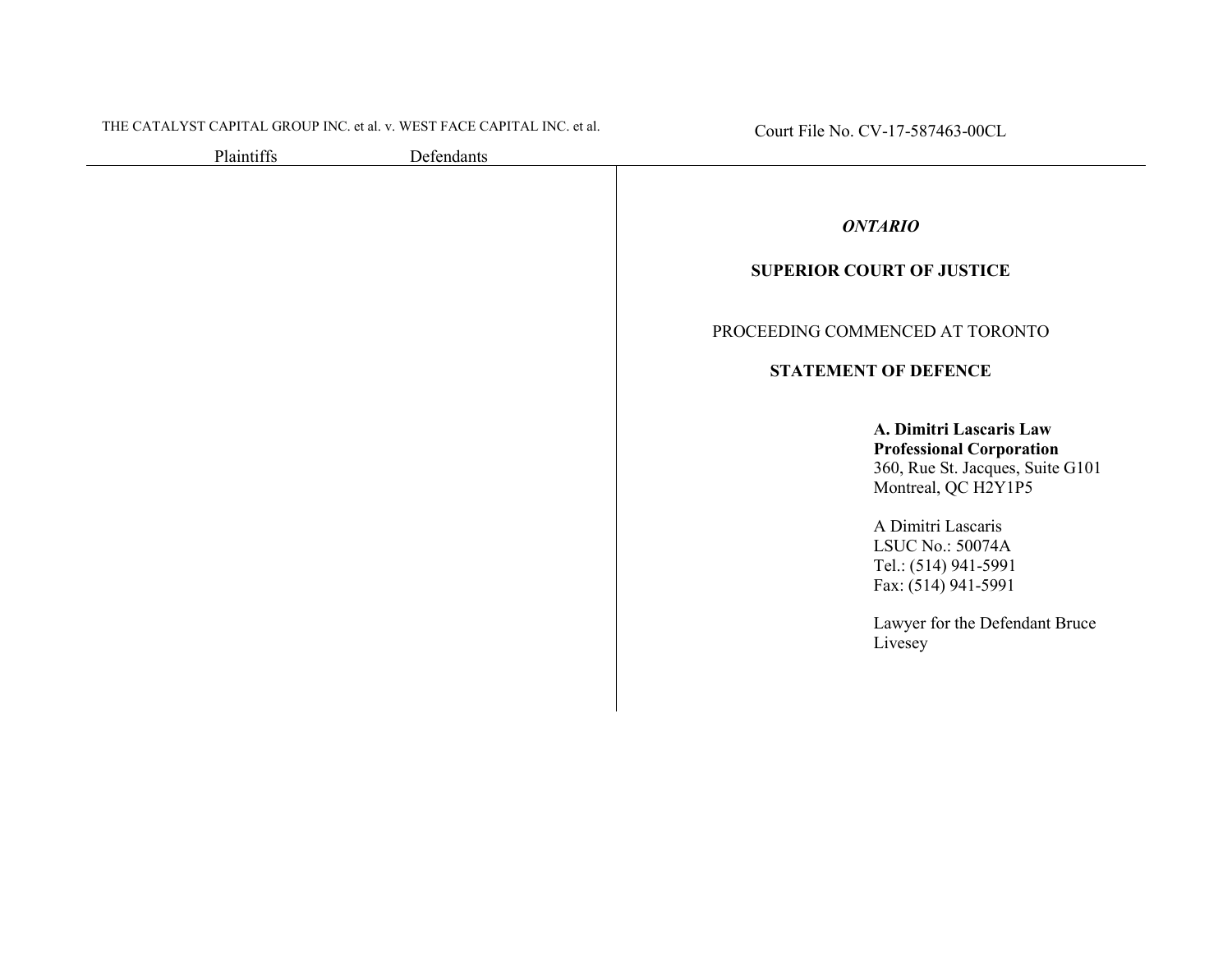THE CATALYST CAPITAL GROUP INC. et al. v. WEST FACE CAPITAL INC. et al.

Plaintiffs Defendants

Court File No. CV-17-587463-00CL

***ONTARIO***

**SUPERIOR COURT OF JUSTICE**

PROCEEDING COMMENCED AT TORONTO

**STATEMENT OF DEFENCE**

**A. Dimitri Lascaris Law Professional Corporation**
360, Rue St. Jacques, Suite G101
Montreal, QC H2Y1P5

A Dimitri Lascaris
LSUC No.: 50074A
Tel.: (514) 941-5991
Fax: (514) 941-5991

Lawyer for the Defendant Bruce Livesey